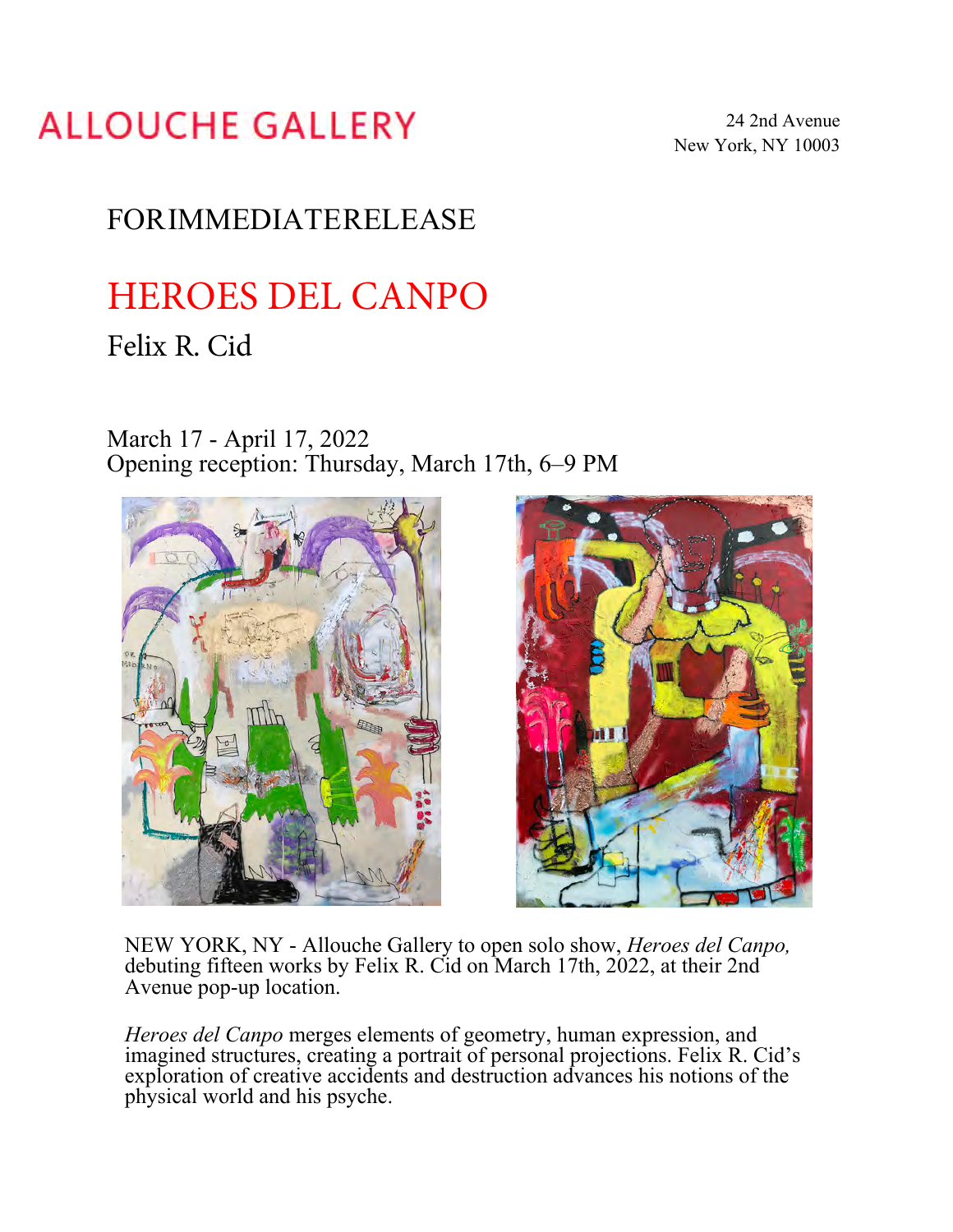ALLOUCHE GALLERY

24 2nd Avenue
New York, NY 10003

FORIMMEDIATERELEASE

# HEROES DEL CANPO

## Felix R. Cid

March 17 - April 17, 2022
Opening reception: Thursday, March 17th, 6–9 PM

NEW YORK, NY - Allouche Gallery to open solo show, *Heroes del Canpo,* debuting fifteen works by Felix R. Cid on March 17th, 2022, at their 2nd Avenue pop-up location.

*Heroes del Canpo* merges elements of geometry, human expression, and imagined structures, creating a portrait of personal projections. Felix R. Cid's exploration of creative accidents and destruction advances his notions of the physical world and his psyche.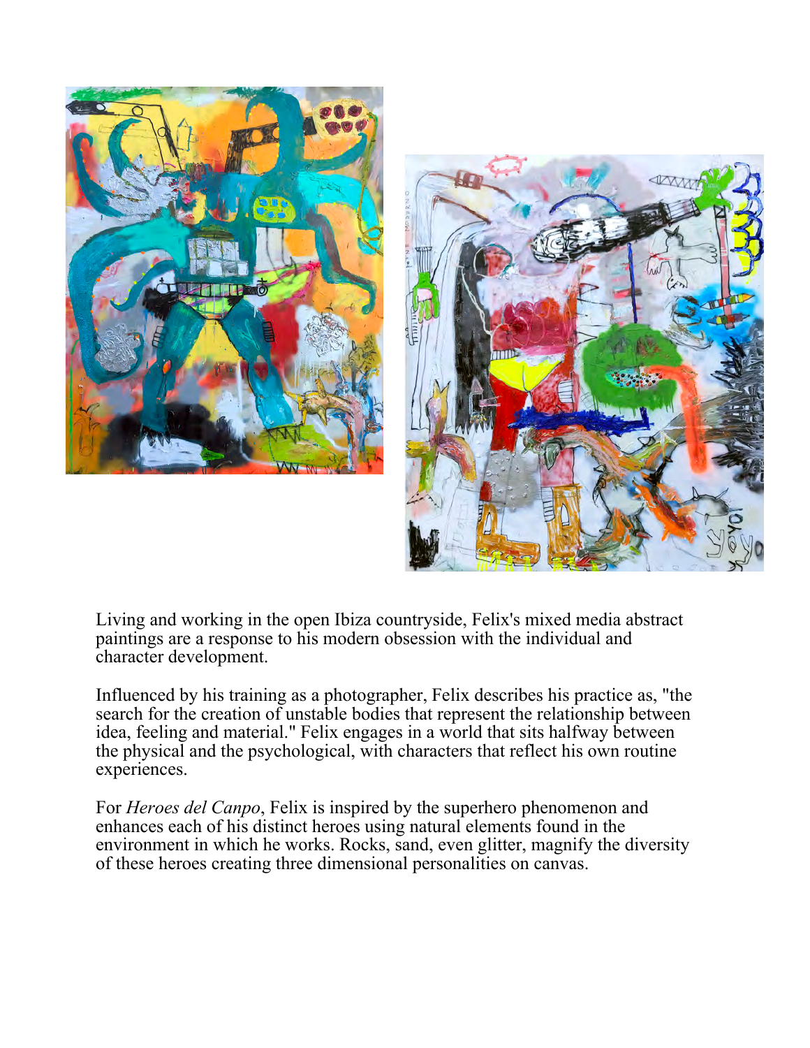Living and working in the open Ibiza countryside, Felix's mixed media abstract paintings are a response to his modern obsession with the individual and character development.

Influenced by his training as a photographer, Felix describes his practice as, "the search for the creation of unstable bodies that represent the relationship between idea, feeling and material." Felix engages in a world that sits halfway between the physical and the psychological, with characters that reflect his own routine experiences.

For *Heroes del Canpo*, Felix is inspired by the superhero phenomenon and enhances each of his distinct heroes using natural elements found in the environment in which he works. Rocks, sand, even glitter, magnify the diversity of these heroes creating three dimensional personalities on canvas.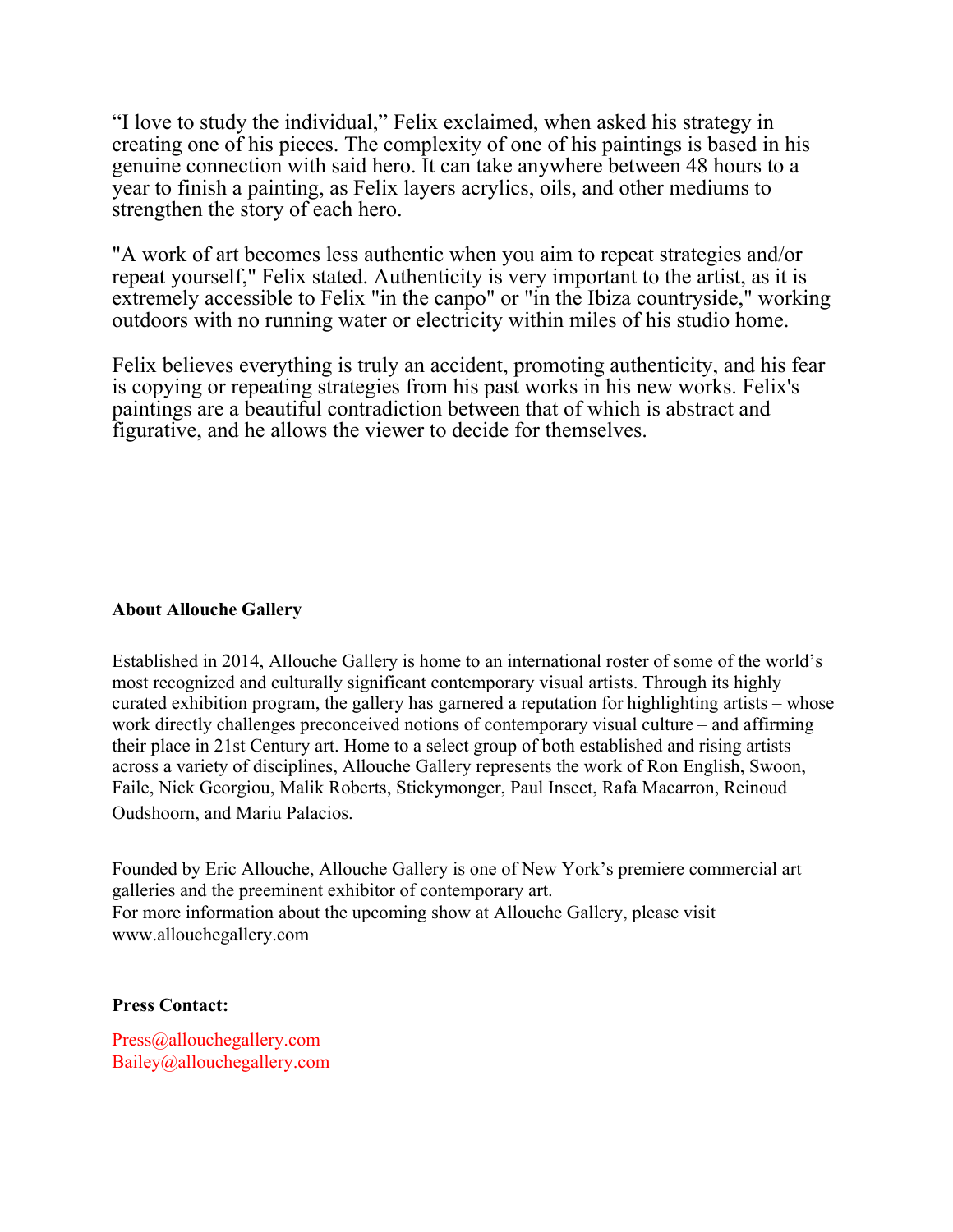"I love to study the individual," Felix exclaimed, when asked his strategy in creating one of his pieces. The complexity of one of his paintings is based in his genuine connection with said hero. It can take anywhere between 48 hours to a year to finish a painting, as Felix layers acrylics, oils, and other mediums to strengthen the story of each hero.

"A work of art becomes less authentic when you aim to repeat strategies and/or repeat yourself," Felix stated. Authenticity is very important to the artist, as it is extremely accessible to Felix "in the canpo" or "in the Ibiza countryside," working outdoors with no running water or electricity within miles of his studio home.

Felix believes everything is truly an accident, promoting authenticity, and his fear is copying or repeating strategies from his past works in his new works. Felix's paintings are a beautiful contradiction between that of which is abstract and figurative, and he allows the viewer to decide for themselves.

**About Allouche Gallery**

Established in 2014, Allouche Gallery is home to an international roster of some of the world's most recognized and culturally significant contemporary visual artists. Through its highly curated exhibition program, the gallery has garnered a reputation for highlighting artists – whose work directly challenges preconceived notions of contemporary visual culture – and affirming their place in 21st Century art. Home to a select group of both established and rising artists across a variety of disciplines, Allouche Gallery represents the work of Ron English, Swoon, Faile, Nick Georgiou, Malik Roberts, Stickymonger, Paul Insect, Rafa Macarron, Reinoud Oudshoorn, and Mariu Palacios.

Founded by Eric Allouche, Allouche Gallery is one of New York's premiere commercial art galleries and the preeminent exhibitor of contemporary art.
For more information about the upcoming show at Allouche Gallery, please visit www.allouchegallery.com

**Press Contact:**

Press@allouchegallery.com
Bailey@allouchegallery.com